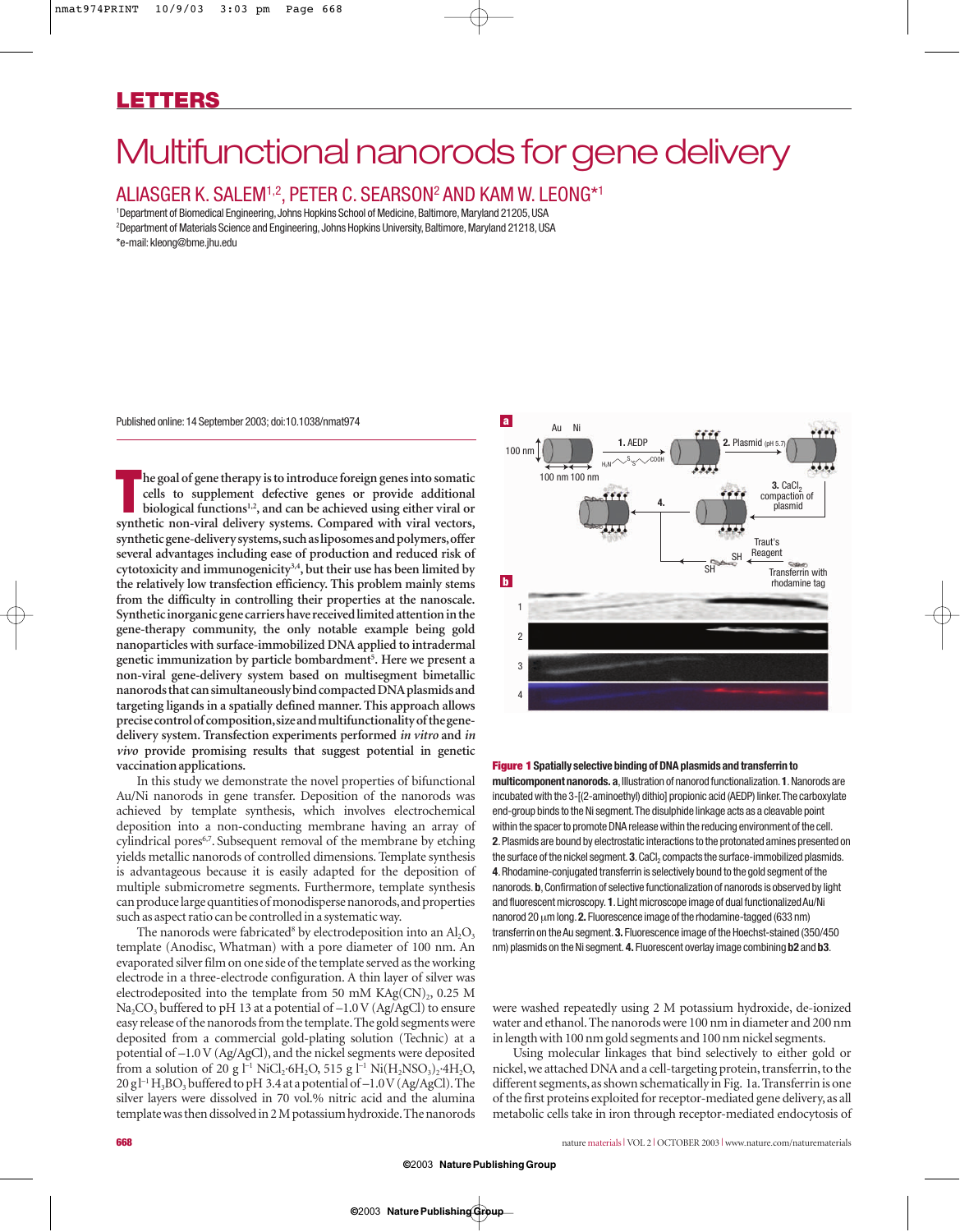# Multifunctional nanorods for gene delivery

## ALIASGER K. SALEM[1,2], PETER C. SEARSON[2] AND KAM W. LEONG*[1]

[1]Department of Biomedical Engineering, Johns Hopkins School of Medicine, Baltimore, Maryland 21205, USA
[2]Department of Materials Science and Engineering, Johns Hopkins University, Baltimore, Maryland 21218, USA
*e-mail: kleong@bme.jhu.edu

Published online: 14 September 2003; doi:10.1038/nmat974

**The goal of gene therapy is to introduce foreign genes into somatic cells to supplement defective genes or provide additional biological functions[1,2], and can be achieved using either viral or synthetic non-viral delivery systems. Compared with viral vectors, synthetic gene-delivery systems, such as liposomes and polymers, offer several advantages including ease of production and reduced risk of cytotoxicity and immunogenicity[3,4], but their use has been limited by the relatively low transfection efficiency. This problem mainly stems from the difficulty in controlling their properties at the nanoscale. Synthetic inorganic gene carriers have received limited attention in the gene-therapy community, the only notable example being gold nanoparticles with surface-immobilized DNA applied to intradermal genetic immunization by particle bombardment[5]. Here we present a non-viral gene-delivery system based on multisegment bimetallic nanorods that can simultaneously bind compacted DNA plasmids and targeting ligands in a spatially defined manner. This approach allows precise control of composition, size and multifunctionality of the gene-delivery system. Transfection experiments performed *in vitro* and *in vivo* provide promising results that suggest potential in genetic vaccination applications.**

In this study we demonstrate the novel properties of bifunctional Au/Ni nanorods in gene transfer. Deposition of the nanorods was achieved by template synthesis, which involves electrochemical deposition into a non-conducting membrane having an array of cylindrical pores[6,7]. Subsequent removal of the membrane by etching yields metallic nanorods of controlled dimensions. Template synthesis is advantageous because it is easily adapted for the deposition of multiple submicrometre segments. Furthermore, template synthesis can produce large quantities of monodisperse nanorods, and properties such as aspect ratio can be controlled in a systematic way.

The nanorods were fabricated[8] by electrodeposition into an $Al_2O_3$ template (Anodisc, Whatman) with a pore diameter of 100 nm. An evaporated silver film on one side of the template served as the working electrode in a three-electrode configuration. A thin layer of silver was electrodeposited into the template from 50 mM $KAg(CN)_2$, 0.25 M $Na_2CO_3$ buffered to pH 13 at a potential of –1.0 V (Ag/AgCl) to ensure easy release of the nanorods from the template. The gold segments were deposited from a commercial gold-plating solution (Technic) at a potential of –1.0 V (Ag/AgCl), and the nickel segments were deposited from a solution of 20 g l$^{-1}$ $NiCl_2{\cdot}6H_2O$, 515 g l$^{-1}$ $Ni(H_2NSO_3)_2{\cdot}4H_2O$, 20 g l$^{-1}$ $H_3BO_3$ buffered to pH 3.4 at a potential of –1.0 V (Ag/AgCl). The silver layers were dissolved in 70 vol.% nitric acid and the alumina template was then dissolved in 2 M potassium hydroxide. The nanorods were washed repeatedly using 2 M potassium hydroxide, de-ionized water and ethanol. The nanorods were 100 nm in diameter and 200 nm in length with 100 nm gold segments and 100 nm nickel segments.

Using molecular linkages that bind selectively to either gold or nickel, we attached DNA and a cell-targeting protein, transferrin, to the different segments, as shown schematically in Fig. 1a. Transferrin is one of the first proteins exploited for receptor-mediated gene delivery, as all metabolic cells take in iron through receptor-mediated endocytosis of

**Figure 1 Spatially selective binding of DNA plasmids and transferrin to multicomponent nanorods. a**, Illustration of nanorod functionalization. **1**. Nanorods are incubated with the 3-[(2-aminoethyl) dithio] propionic acid (AEDP) linker. The carboxylate end-group binds to the Ni segment. The disulphide linkage acts as a cleavable point within the spacer to promote DNA release within the reducing environment of the cell. **2**. Plasmids are bound by electrostatic interactions to the protonated amines presented on the surface of the nickel segment. **3**. $CaCl_2$ compacts the surface-immobilized plasmids. **4**. Rhodamine-conjugated transferrin is selectively bound to the gold segment of the nanorods. **b**, Confirmation of selective functionalization of nanorods is observed by light and fluorescent microscopy. **1**. Light microscope image of dual functionalized Au/Ni nanorod 20 μm long. **2**. Fluorescence image of the rhodamine-tagged (633 nm) transferrin on the Au segment. **3**. Fluorescence image of the Hoechst-stained (350/450 nm) plasmids on the Ni segment. **4**. Fluorescent overlay image combining **b2** and **b3**.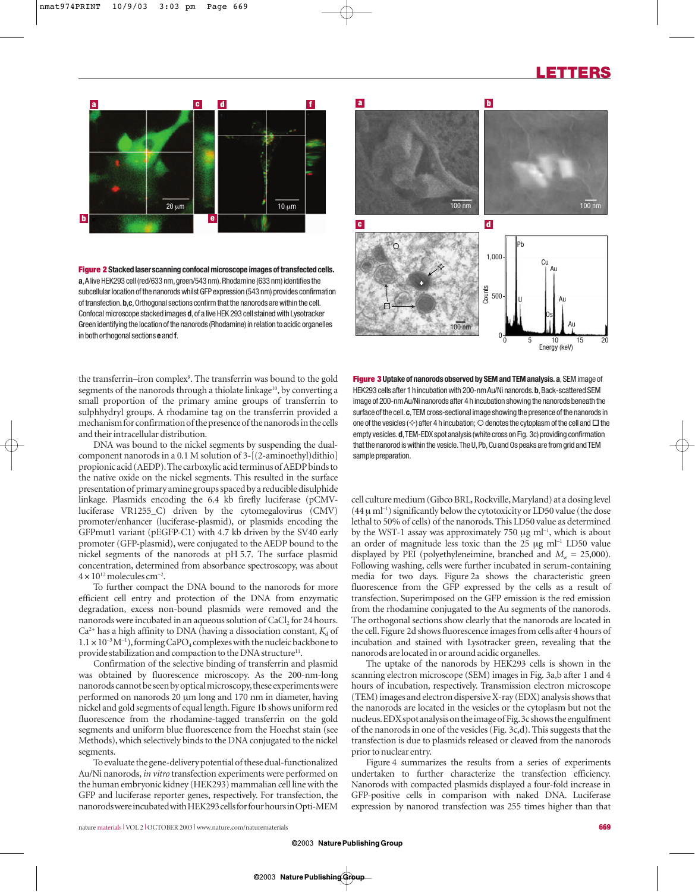**Figure 2 Stacked laser scanning confocal microscope images of transfected cells.** **a**, A live HEK293 cell (red/633 nm, green/543 nm). Rhodamine (633 nm) identifies the subcellular location of the nanorods whilst GFP expression (543 nm) provides confirmation of transfection. **b**,**c**, Orthogonal sections confirm that the nanorods are within the cell. Confocal microscope stacked images **d**, of a live HEK 293 cell stained with Lysotracker Green identifying the location of the nanorods (Rhodamine) in relation to acidic organelles in both orthogonal sections **e** and **f**.

**Figure 3 Uptake of nanorods observed by SEM and TEM analysis.** **a**, SEM image of HEK293 cells after 1 h incubation with 200-nm Au/Ni nanorods. **b**, Back-scattered SEM image of 200-nm Au/Ni nanorods after 4 h incubation showing the nanorods beneath the surface of the cell. **c**, TEM cross-sectional image showing the presence of the nanorods in one of the vesicles (✧) after 4 h incubation; ○ denotes the cytoplasm of the cell and □ the empty vesicles. **d**, TEM-EDX spot analysis (white cross on Fig. 3c) providing confirmation that the nanorod is within the vesicle. The U, Pb, Cu and Os peaks are from grid and TEM sample preparation.

the transferrin–iron complex[9]. The transferrin was bound to the gold segments of the nanorods through a thiolate linkage[10], by converting a small proportion of the primary amine groups of transferrin to sulphhydryl groups. A rhodamine tag on the transferrin provided a mechanism for confirmation of the presence of the nanorods in the cells and their intracellular distribution.

DNA was bound to the nickel segments by suspending the dual-component nanorods in a 0.1 M solution of 3-[(2-aminoethyl)dithio] propionic acid (AEDP). The carboxylic acid terminus of AEDP binds to the native oxide on the nickel segments. This resulted in the surface presentation of primary amine groups spaced by a reducible disulphide linkage. Plasmids encoding the 6.4 kb firefly luciferase (pCMV-luciferase VR1255_C) driven by the cytomegalovirus (CMV) promoter/enhancer (luciferase-plasmid), or plasmids encoding the GFPmut1 variant (pEGFP-C1) with 4.7 kb driven by the SV40 early promoter (GFP-plasmid), were conjugated to the AEDP bound to the nickel segments of the nanorods at pH 5.7. The surface plasmid concentration, determined from absorbance spectroscopy, was about $4 \times 10^{12}$ molecules $cm^{-2}$.

To further compact the DNA bound to the nanorods for more efficient cell entry and protection of the DNA from enzymatic degradation, excess non-bound plasmids were removed and the nanorods were incubated in an aqueous solution of $CaCl_2$ for 24 hours. $Ca^{2+}$ has a high affinity to DNA (having a dissociation constant, $K_d$ of $1.1 \times 10^{-3}\ M^{-1}$), forming $CaPO_4$ complexes with the nucleic backbone to provide stabilization and compaction to the DNA structure[11].

Confirmation of the selective binding of transferrin and plasmid was obtained by fluorescence microscopy. As the 200-nm-long nanorods cannot be seen by optical microscopy, these experiments were performed on nanorods 20 μm long and 170 nm in diameter, having nickel and gold segments of equal length. Figure 1b shows uniform red fluorescence from the rhodamine-tagged transferrin on the gold segments and uniform blue fluorescence from the Hoechst stain (see Methods), which selectively binds to the DNA conjugated to the nickel segments.

To evaluate the gene-delivery potential of these dual-functionalized Au/Ni nanorods, *in vitro* transfection experiments were performed on the human embryonic kidney (HEK293) mammalian cell line with the GFP and luciferase reporter genes, respectively. For transfection, the nanorods were incubated with HEK293 cells for four hours in Opti-MEM cell culture medium (Gibco BRL, Rockville, Maryland) at a dosing level (44 μ $ml^{-1}$) significantly below the cytotoxicity or LD50 value (the dose lethal to 50% of cells) of the nanorods. This LD50 value as determined by the WST-1 assay was approximately 750 μg $ml^{-1}$, which is about an order of magnitude less toxic than the 25 μg $ml^{-1}$ LD50 value displayed by PEI (polyethyleneimine, branched and $M_w$ = 25,000). Following washing, cells were further incubated in serum-containing media for two days. Figure 2a shows the characteristic green fluorescence from the GFP expressed by the cells as a result of transfection. Superimposed on the GFP emission is the red emission from the rhodamine conjugated to the Au segments of the nanorods. The orthogonal sections show clearly that the nanorods are located in the cell. Figure 2d shows fluorescence images from cells after 4 hours of incubation and stained with Lysotracker green, revealing that the nanorods are located in or around acidic organelles.

The uptake of the nanorods by HEK293 cells is shown in the scanning electron microscope (SEM) images in Fig. 3a,b after 1 and 4 hours of incubation, respectively. Transmission electron microscope (TEM) images and electron dispersive X-ray (EDX) analysis shows that the nanorods are located in the vesicles or the cytoplasm but not the nucleus. EDX spot analysis on the image of Fig. 3c shows the engulfment of the nanorods in one of the vesicles (Fig. 3c,d). This suggests that the transfection is due to plasmids released or cleaved from the nanorods prior to nuclear entry.

Figure 4 summarizes the results from a series of experiments undertaken to further characterize the transfection efficiency. Nanorods with compacted plasmids displayed a four-fold increase in GFP-positive cells in comparison with naked DNA. Luciferase expression by nanorod transfection was 255 times higher than that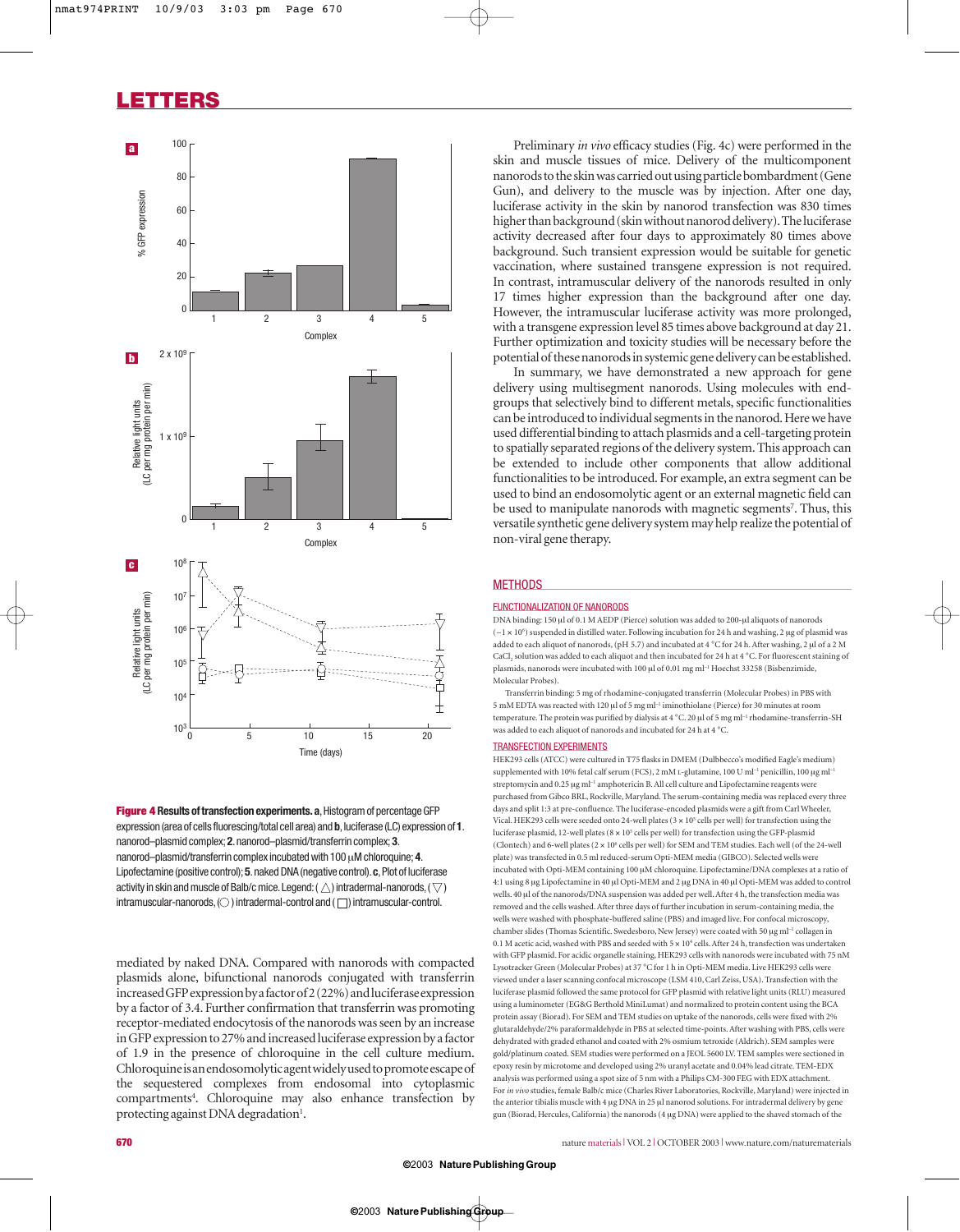**Figure 4 Results of transfection experiments.** **a**, Histogram of percentage GFP expression (area of cells fluorescing/total cell area) and **b**, luciferase (LC) expression of **1**. nanorod–plasmid complex; **2**. nanorod–plasmid/transferrin complex; **3**. nanorod–plasmid/transferrin complex incubated with 100 μM chloroquine; **4**. Lipofectamine (positive control); **5**. naked DNA (negative control). **c**, Plot of luciferase activity in skin and muscle of Balb/c mice. Legend: (△) intradermal-nanorods, (▽) intramuscular-nanorods, (○) intradermal-control and (□) intramuscular-control.

mediated by naked DNA. Compared with nanorods with compacted plasmids alone, bifunctional nanorods conjugated with transferrin increased GFP expression by a factor of 2 (22%) and luciferase expression by a factor of 3.4. Further confirmation that transferrin was promoting receptor-mediated endocytosis of the nanorods was seen by an increase in GFP expression to 27% and increased luciferase expression by a factor of 1.9 in the presence of chloroquine in the cell culture medium. Chloroquine is an endosomolytic agent widely used to promote escape of the sequestered complexes from endosomal into cytoplasmic compartments[4]. Chloroquine may also enhance transfection by protecting against DNA degradation[1].

Preliminary *in vivo* efficacy studies (Fig. 4c) were performed in the skin and muscle tissues of mice. Delivery of the multicomponent nanorods to the skin was carried out using particle bombardment (Gene Gun), and delivery to the muscle was by injection. After one day, luciferase activity in the skin by nanorod transfection was 830 times higher than background (skin without nanorod delivery). The luciferase activity decreased after four days to approximately 80 times above background. Such transient expression would be suitable for genetic vaccination, where sustained transgene expression is not required. In contrast, intramuscular delivery of the nanorods resulted in only 17 times higher expression than the background after one day. However, the intramuscular luciferase activity was more prolonged, with a transgene expression level 85 times above background at day 21. Further optimization and toxicity studies will be necessary before the potential of these nanorods in systemic gene delivery can be established.

In summary, we have demonstrated a new approach for gene delivery using multisegment nanorods. Using molecules with end-groups that selectively bind to different metals, specific functionalities can be introduced to individual segments in the nanorod. Here we have used differential binding to attach plasmids and a cell-targeting protein to spatially separated regions of the delivery system. This approach can be extended to include other components that allow additional functionalities to be introduced. For example, an extra segment can be used to bind an endosomolytic agent or an external magnetic field can be used to manipulate nanorods with magnetic segments[7]. Thus, this versatile synthetic gene delivery system may help realize the potential of non-viral gene therapy.

## METHODS

### FUNCTIONALIZATION OF NANORODS

DNA binding: 150 μl of 0.1 M AEDP (Pierce) solution was added to 200-μl aliquots of nanorods ($\sim 1 \times 10^6$) suspended in distilled water. Following incubation for 24 h and washing, 2 μg of plasmid was added to each aliquot of nanorods, (pH 5.7) and incubated at 4 °C for 24 h. After washing, 2 μl of a 2 M $CaCl_2$ solution was added to each aliquot and then incubated for 24 h at 4 °C. For fluorescent staining of plasmids, nanorods were incubated with 100 μl of 0.01 mg ml$^{-1}$ Hoechst 33258 (Bisbenzimide, Molecular Probes).

Transferrin binding: 5 mg of rhodamine-conjugated transferrin (Molecular Probes) in PBS with 5 mM EDTA was reacted with 120 μl of 5 mg ml$^{-1}$ iminothiolane (Pierce) for 30 minutes at room temperature. The protein was purified by dialysis at 4 °C. 20 μl of 5 mg ml$^{-1}$ rhodamine-transferrin-SH was added to each aliquot of nanorods and incubated for 24 h at 4 °C.

### TRANSFECTION EXPERIMENTS

HEK293 cells (ATCC) were cultured in T75 flasks in DMEM (Dulbecco's modified Eagle's medium) supplemented with 10% fetal calf serum (FCS), 2 mM L-glutamine, 100 U ml$^{-1}$ penicillin, 100 μg ml$^{-1}$ streptomycin and 0.25 μg ml$^{-1}$ amphotericin B. All cell culture and Lipofectamine reagents were purchased from Gibco BRL, Rockville, Maryland. The serum-containing media was replaced every three days and split 1:3 at pre-confluence. The luciferase-encoded plasmids were a gift from Carl Wheeler, Vical. HEK293 cells were seeded onto 24-well plates ($3 \times 10^5$ cells per well) for transfection using the luciferase plasmid, 12-well plates ($8 \times 10^5$ cells per well) for transfection using the GFP-plasmid (Clontech) and 6-well plates ($2 \times 10^6$ cells per well) for SEM and TEM studies. Each well (of the 24-well plate) was transfected in 0.5 ml reduced-serum Opti-MEM media (GIBCO). Selected wells were incubated with Opti-MEM containing 100 μM chloroquine. Lipofectamine/DNA complexes at a ratio of 4:1 using 8 μg Lipofectamine in 40 μl Opti-MEM and 2 μg DNA in 40 μl Opti-MEM was added to control wells. 40 μl of the nanorods/DNA suspension was added per well. After 4 h, the transfection media was removed and the cells washed. After three days of further incubation in serum-containing media, the wells were washed with phosphate-buffered saline (PBS) and imaged live. For confocal microscopy, chamber slides (Thomas Scientific. Swedesboro, New Jersey) were coated with 50 μg ml$^{-1}$ collagen in 0.1 M acetic acid, washed with PBS and seeded with $5 \times 10^4$ cells. After 24 h, transfection was undertaken with GFP plasmid. For acidic organelle staining, HEK293 cells with nanorods were incubated with 75 nM Lysotracker Green (Molecular Probes) at 37 °C for 1 h in Opti-MEM media. Live HEK293 cells were viewed under a laser scanning confocal microscope (LSM 410, Carl Zeiss, USA). Transfection with the luciferase plasmid followed the same protocol for GFP plasmid with relative light units (RLU) measured using a luminometer (EG&G Berthold MiniLumat) and normalized to protein content using the BCA protein assay (Biorad). For SEM and TEM studies on uptake of the nanorods, cells were fixed with 2% glutaraldehyde/2% paraformaldehyde in PBS at selected time-points. After washing with PBS, cells were dehydrated with graded ethanol and coated with 2% osmium tetroxide (Aldrich). SEM samples were gold/platinum coated. SEM studies were performed on a JEOL 5600 LV. TEM samples were sectioned in epoxy resin by microtome and developed using 2% uranyl acetate and 0.04% lead citrate. TEM-EDX analysis was performed using a spot size of 5 nm with a Philips CM-300 FEG with EDX attachment. For *in vivo* studies, female Balb/c mice (Charles River Laboratories, Rockville, Maryland) were injected in the anterior tibialis muscle with 4 μg DNA in 25 μl nanorod solutions. For intradermal delivery by gene gun (Biorad, Hercules, California) the nanorods (4 μg DNA) were applied to the shaved stomach of the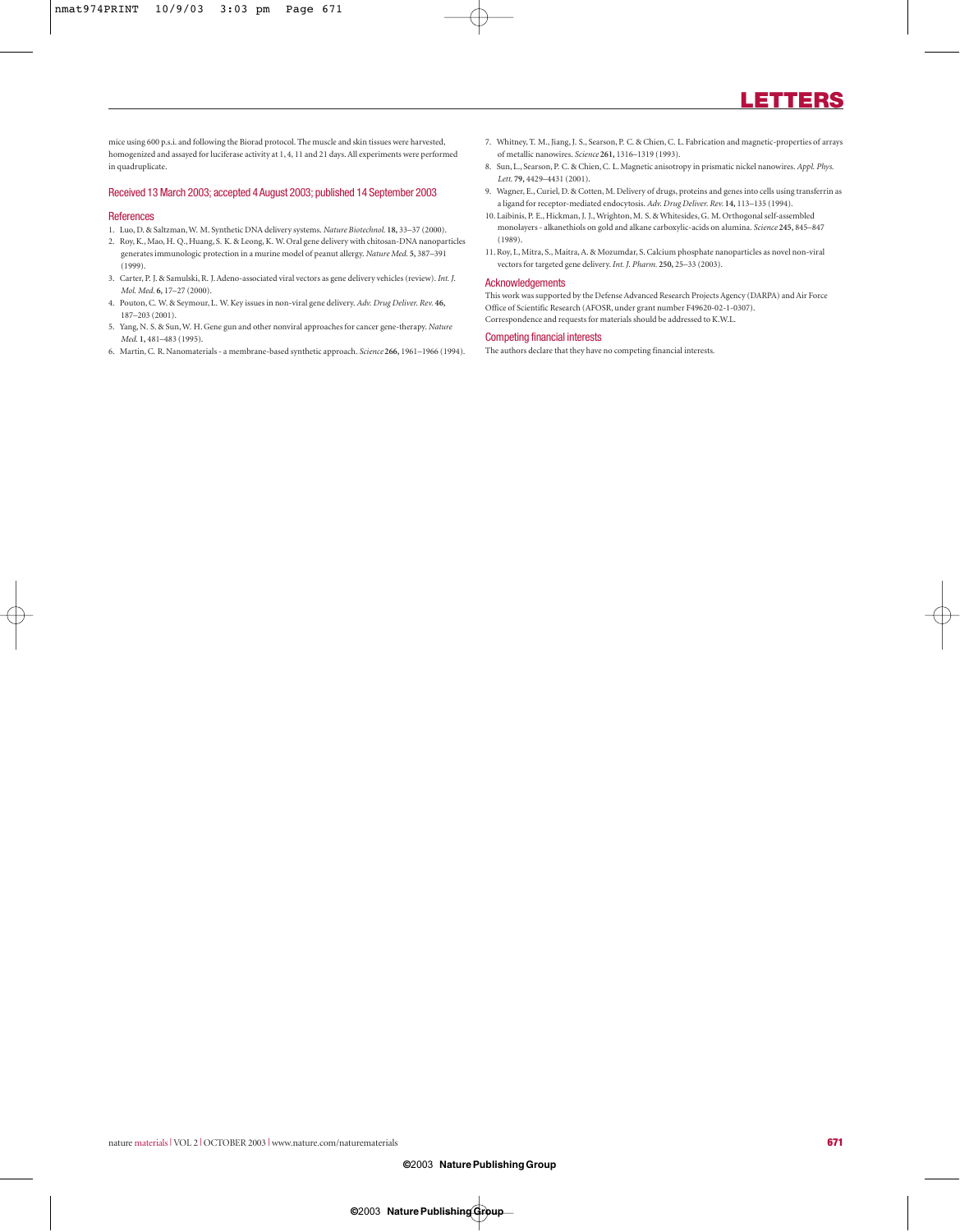mice using 600 p.s.i. and following the Biorad protocol. The muscle and skin tissues were harvested, homogenized and assayed for luciferase activity at 1, 4, 11 and 21 days. All experiments were performed in quadruplicate.

Received 13 March 2003; accepted 4 August 2003; published 14 September 2003

## References

1. Luo, D. & Saltzman, W. M. Synthetic DNA delivery systems. *Nature Biotechnol.* **18**, 33–37 (2000).
2. Roy, K., Mao, H. Q., Huang, S. K. & Leong, K. W. Oral gene delivery with chitosan-DNA nanoparticles generates immunologic protection in a murine model of peanut allergy. *Nature Med.* **5**, 387–391 (1999).
3. Carter, P. J. & Samulski, R. J. Adeno-associated viral vectors as gene delivery vehicles (review). *Int. J. Mol. Med.* **6**, 17–27 (2000).
4. Pouton, C. W. & Seymour, L. W. Key issues in non-viral gene delivery. *Adv. Drug Deliver. Rev.* **46**, 187–203 (2001).
5. Yang, N. S. & Sun, W. H. Gene gun and other nonviral approaches for cancer gene-therapy. *Nature Med.* **1**, 481–483 (1995).
6. Martin, C. R. Nanomaterials - a membrane-based synthetic approach. *Science* **266**, 1961–1966 (1994).
7. Whitney, T. M., Jiang, J. S., Searson, P. C. & Chien, C. L. Fabrication and magnetic-properties of arrays of metallic nanowires. *Science* **261**, 1316–1319 (1993).
8. Sun, L., Searson, P. C. & Chien, C. L. Magnetic anisotropy in prismatic nickel nanowires. *Appl. Phys. Lett.* **79**, 4429–4431 (2001).
9. Wagner, E., Curiel, D. & Cotten, M. Delivery of drugs, proteins and genes into cells using transferrin as a ligand for receptor-mediated endocytosis. *Adv. Drug Deliver. Rev.* **14**, 113–135 (1994).
10. Laibinis, P. E., Hickman, J. J., Wrighton, M. S. & Whitesides, G. M. Orthogonal self-assembled monolayers - alkanethiols on gold and alkane carboxylic-acids on alumina. *Science* **245**, 845–847 (1989).
11. Roy, I., Mitra, S., Maitra, A. & Mozumdar, S. Calcium phosphate nanoparticles as novel non-viral vectors for targeted gene delivery. *Int. J. Pharm.* **250**, 25–33 (2003).

## Acknowledgements

This work was supported by the Defense Advanced Research Projects Agency (DARPA) and Air Force Office of Scientific Research (AFOSR, under grant number F49620-02-1-0307).
Correspondence and requests for materials should be addressed to K.W.L.

## Competing financial interests

The authors declare that they have no competing financial interests.